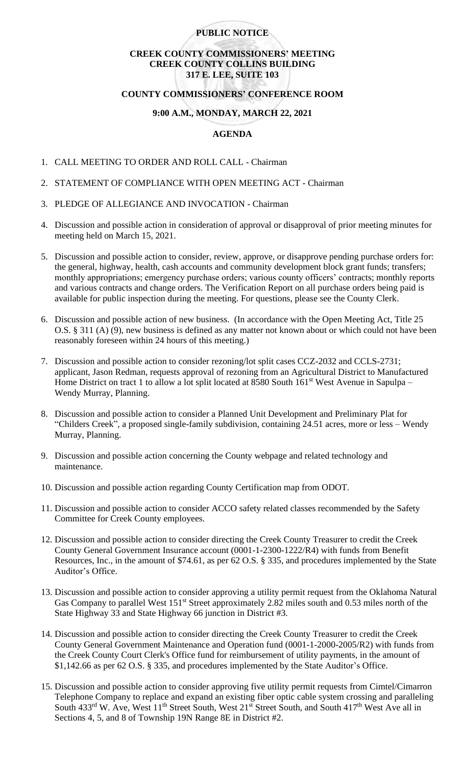**PUBLIC NOTICE**

**CREEK COUNTY COMMISSIONERS' MEETING**
**CREEK COUNTY COLLINS BUILDING**
**317 E. LEE, SUITE 103**

**COUNTY COMMISSIONERS' CONFERENCE ROOM**

**9:00 A.M., MONDAY, MARCH 22, 2021**

**AGENDA**

1. CALL MEETING TO ORDER AND ROLL CALL - Chairman

2. STATEMENT OF COMPLIANCE WITH OPEN MEETING ACT - Chairman

3. PLEDGE OF ALLEGIANCE AND INVOCATION - Chairman

4. Discussion and possible action in consideration of approval or disapproval of prior meeting minutes for meeting held on March 15, 2021.

5. Discussion and possible action to consider, review, approve, or disapprove pending purchase orders for: the general, highway, health, cash accounts and community development block grant funds; transfers; monthly appropriations; emergency purchase orders; various county officers' contracts; monthly reports and various contracts and change orders. The Verification Report on all purchase orders being paid is available for public inspection during the meeting. For questions, please see the County Clerk.

6. Discussion and possible action of new business. (In accordance with the Open Meeting Act, Title 25 O.S. § 311 (A) (9), new business is defined as any matter not known about or which could not have been reasonably foreseen within 24 hours of this meeting.)

7. Discussion and possible action to consider rezoning/lot split cases CCZ-2032 and CCLS-2731; applicant, Jason Redman, requests approval of rezoning from an Agricultural District to Manufactured Home District on tract 1 to allow a lot split located at 8580 South 161st West Avenue in Sapulpa – Wendy Murray, Planning.

8. Discussion and possible action to consider a Planned Unit Development and Preliminary Plat for "Childers Creek", a proposed single-family subdivision, containing 24.51 acres, more or less – Wendy Murray, Planning.

9. Discussion and possible action concerning the County webpage and related technology and maintenance.

10. Discussion and possible action regarding County Certification map from ODOT.

11. Discussion and possible action to consider ACCO safety related classes recommended by the Safety Committee for Creek County employees.

12. Discussion and possible action to consider directing the Creek County Treasurer to credit the Creek County General Government Insurance account (0001-1-2300-1222/R4) with funds from Benefit Resources, Inc., in the amount of $74.61, as per 62 O.S. § 335, and procedures implemented by the State Auditor's Office.

13. Discussion and possible action to consider approving a utility permit request from the Oklahoma Natural Gas Company to parallel West 151st Street approximately 2.82 miles south and 0.53 miles north of the State Highway 33 and State Highway 66 junction in District #3.

14. Discussion and possible action to consider directing the Creek County Treasurer to credit the Creek County General Government Maintenance and Operation fund (0001-1-2000-2005/R2) with funds from the Creek County Court Clerk's Office fund for reimbursement of utility payments, in the amount of $1,142.66 as per 62 O.S. § 335, and procedures implemented by the State Auditor's Office.

15. Discussion and possible action to consider approving five utility permit requests from Cimtel/Cimarron Telephone Company to replace and expand an existing fiber optic cable system crossing and paralleling South 433rd W. Ave, West 11th Street South, West 21st Street South, and South 417th West Ave all in Sections 4, 5, and 8 of Township 19N Range 8E in District #2.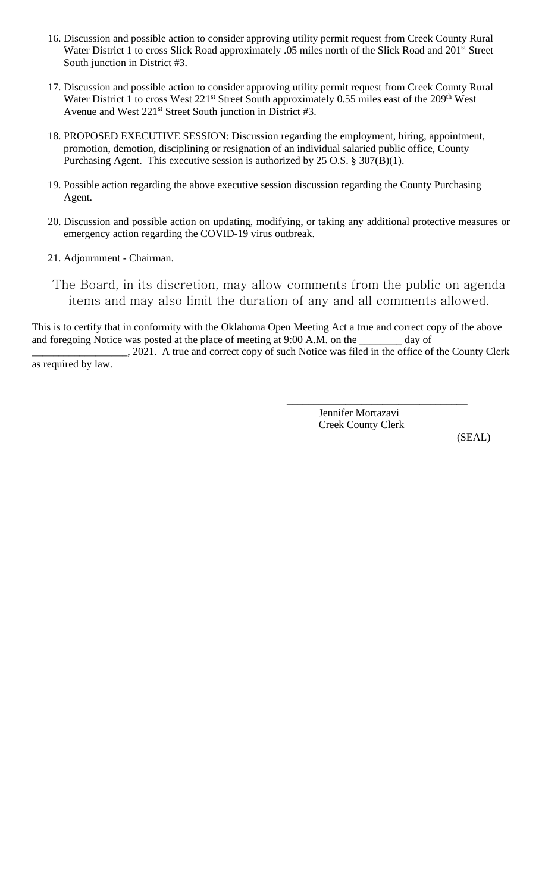16. Discussion and possible action to consider approving utility permit request from Creek County Rural Water District 1 to cross Slick Road approximately .05 miles north of the Slick Road and 201st Street South junction in District #3.

17. Discussion and possible action to consider approving utility permit request from Creek County Rural Water District 1 to cross West 221st Street South approximately 0.55 miles east of the 209th West Avenue and West 221st Street South junction in District #3.

18. PROPOSED EXECUTIVE SESSION: Discussion regarding the employment, hiring, appointment, promotion, demotion, disciplining or resignation of an individual salaried public office, County Purchasing Agent. This executive session is authorized by 25 O.S. § 307(B)(1).

19. Possible action regarding the above executive session discussion regarding the County Purchasing Agent.

20. Discussion and possible action on updating, modifying, or taking any additional protective measures or emergency action regarding the COVID-19 virus outbreak.

21. Adjournment - Chairman.

The Board, in its discretion, may allow comments from the public on agenda items and may also limit the duration of any and all comments allowed.

This is to certify that in conformity with the Oklahoma Open Meeting Act a true and correct copy of the above and foregoing Notice was posted at the place of meeting at 9:00 A.M. on the ________ day of _________________, 2021. A true and correct copy of such Notice was filed in the office of the County Clerk as required by law.

_________________________________

Jennifer Mortazavi
Creek County Clerk

(SEAL)